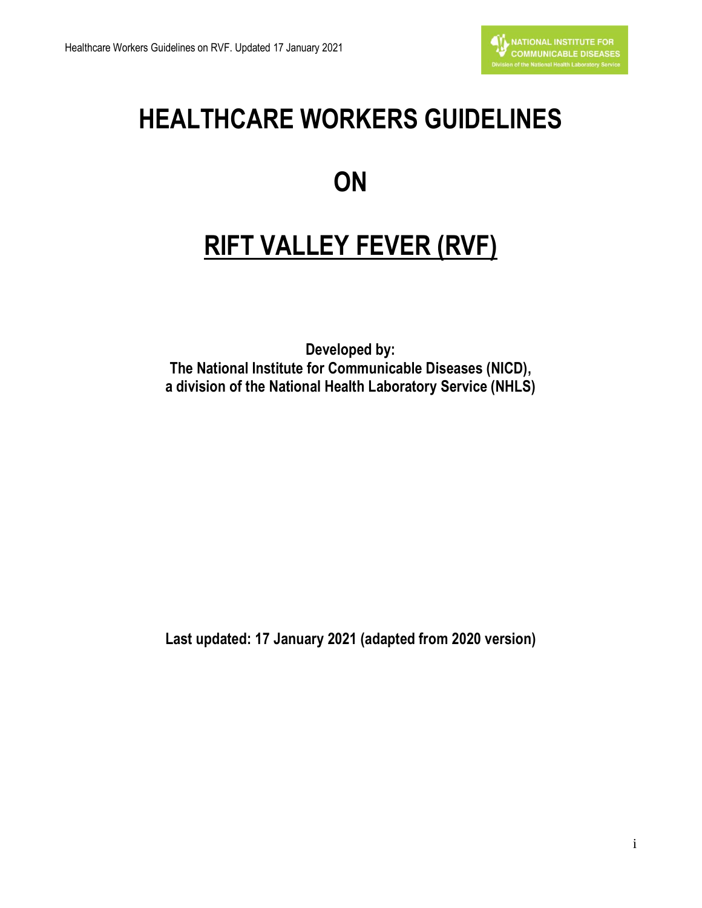# HEALTHCARE WORKERS GUIDELINES

# ON

# RIFT VALLEY FEVER (RVF)

**Developed by:**
**The National Institute for Communicable Diseases (NICD),**
**a division of the National Health Laboratory Service (NHLS)**

**Last updated: 17 January 2021 (adapted from 2020 version)**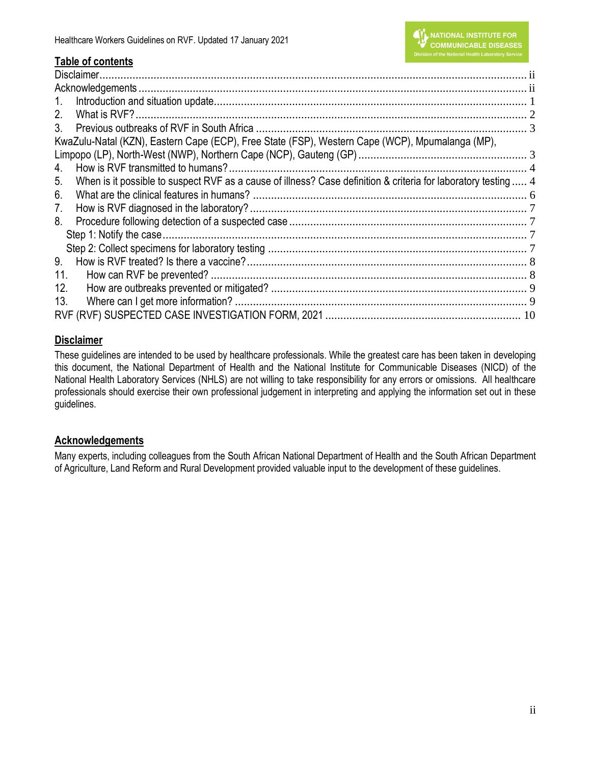## Table of contents

| | |
|---|---|
| Disclaimer | ii |
| Acknowledgements | ii |
| 1. Introduction and situation update | 1 |
| 2. What is RVF? | 2 |
| 3. Previous outbreaks of RVF in South Africa | 3 |
| KwaZulu-Natal (KZN), Eastern Cape (ECP), Free State (FSP), Western Cape (WCP), Mpumalanga (MP), Limpopo (LP), North-West (NWP), Northern Cape (NCP), Gauteng (GP) | 3 |
| 4. How is RVF transmitted to humans? | 4 |
| 5. When is it possible to suspect RVF as a cause of illness? Case definition & criteria for laboratory testing | 4 |
| 6. What are the clinical features in humans? | 6 |
| 7. How is RVF diagnosed in the laboratory? | 7 |
| 8. Procedure following detection of a suspected case | 7 |
| Step 1: Notify the case | 7 |
| Step 2: Collect specimens for laboratory testing | 7 |
| 9. How is RVF treated? Is there a vaccine? | 8 |
| 11. How can RVF be prevented? | 8 |
| 12. How are outbreaks prevented or mitigated? | 9 |
| 13. Where can I get more information? | 9 |
| RVF (RVF) SUSPECTED CASE INVESTIGATION FORM, 2021 | 10 |

## Disclaimer

These guidelines are intended to be used by healthcare professionals. While the greatest care has been taken in developing this document, the National Department of Health and the National Institute for Communicable Diseases (NICD) of the National Health Laboratory Services (NHLS) are not willing to take responsibility for any errors or omissions. All healthcare professionals should exercise their own professional judgement in interpreting and applying the information set out in these guidelines.

## Acknowledgements

Many experts, including colleagues from the South African National Department of Health and the South African Department of Agriculture, Land Reform and Rural Development provided valuable input to the development of these guidelines.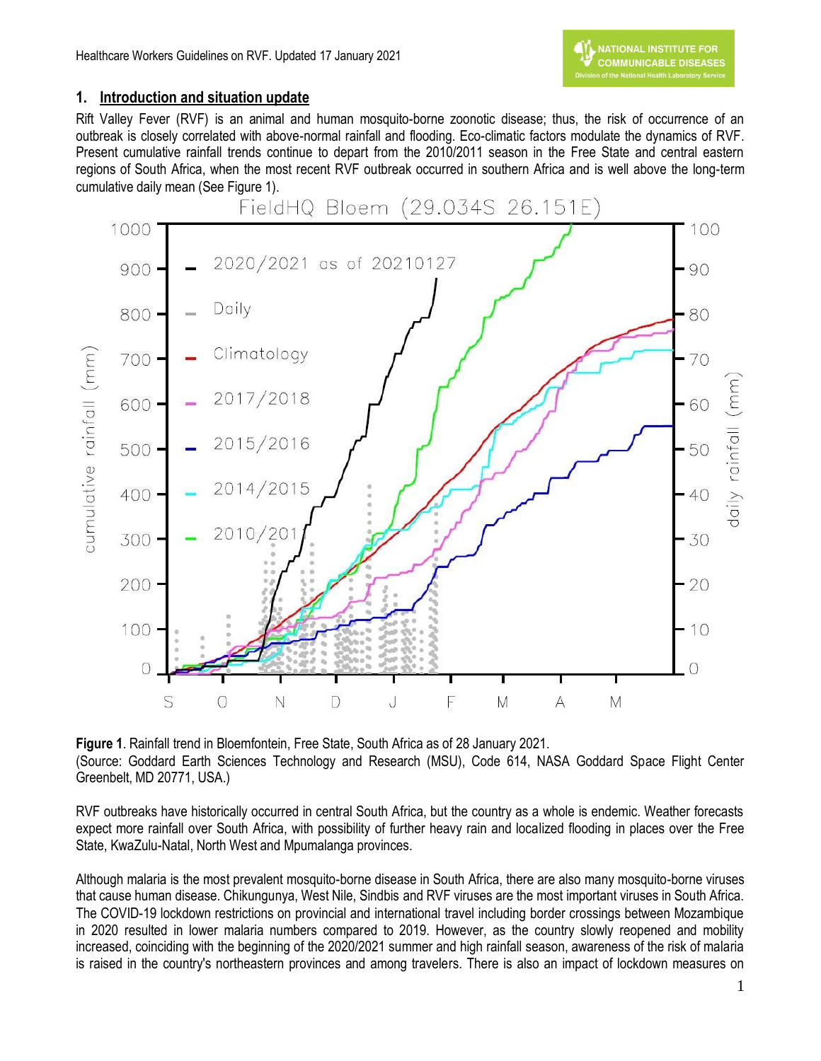## 1. Introduction and situation update

Rift Valley Fever (RVF) is an animal and human mosquito-borne zoonotic disease; thus, the risk of occurrence of an outbreak is closely correlated with above-normal rainfall and flooding. Eco-climatic factors modulate the dynamics of RVF. Present cumulative rainfall trends continue to depart from the 2010/2011 season in the Free State and central eastern regions of South Africa, when the most recent RVF outbreak occurred in southern Africa and is well above the long-term cumulative daily mean (See Figure 1).

**Figure 1**. Rainfall trend in Bloemfontein, Free State, South Africa as of 28 January 2021.
(Source: Goddard Earth Sciences Technology and Research (MSU), Code 614, NASA Goddard Space Flight Center Greenbelt, MD 20771, USA.)

RVF outbreaks have historically occurred in central South Africa, but the country as a whole is endemic. Weather forecasts expect more rainfall over South Africa, with possibility of further heavy rain and localized flooding in places over the Free State, KwaZulu-Natal, North West and Mpumalanga provinces.

Although malaria is the most prevalent mosquito-borne disease in South Africa, there are also many mosquito-borne viruses that cause human disease. Chikungunya, West Nile, Sindbis and RVF viruses are the most important viruses in South Africa. The COVID-19 lockdown restrictions on provincial and international travel including border crossings between Mozambique in 2020 resulted in lower malaria numbers compared to 2019. However, as the country slowly reopened and mobility increased, coinciding with the beginning of the 2020/2021 summer and high rainfall season, awareness of the risk of malaria is raised in the country's northeastern provinces and among travelers. There is also an impact of lockdown measures on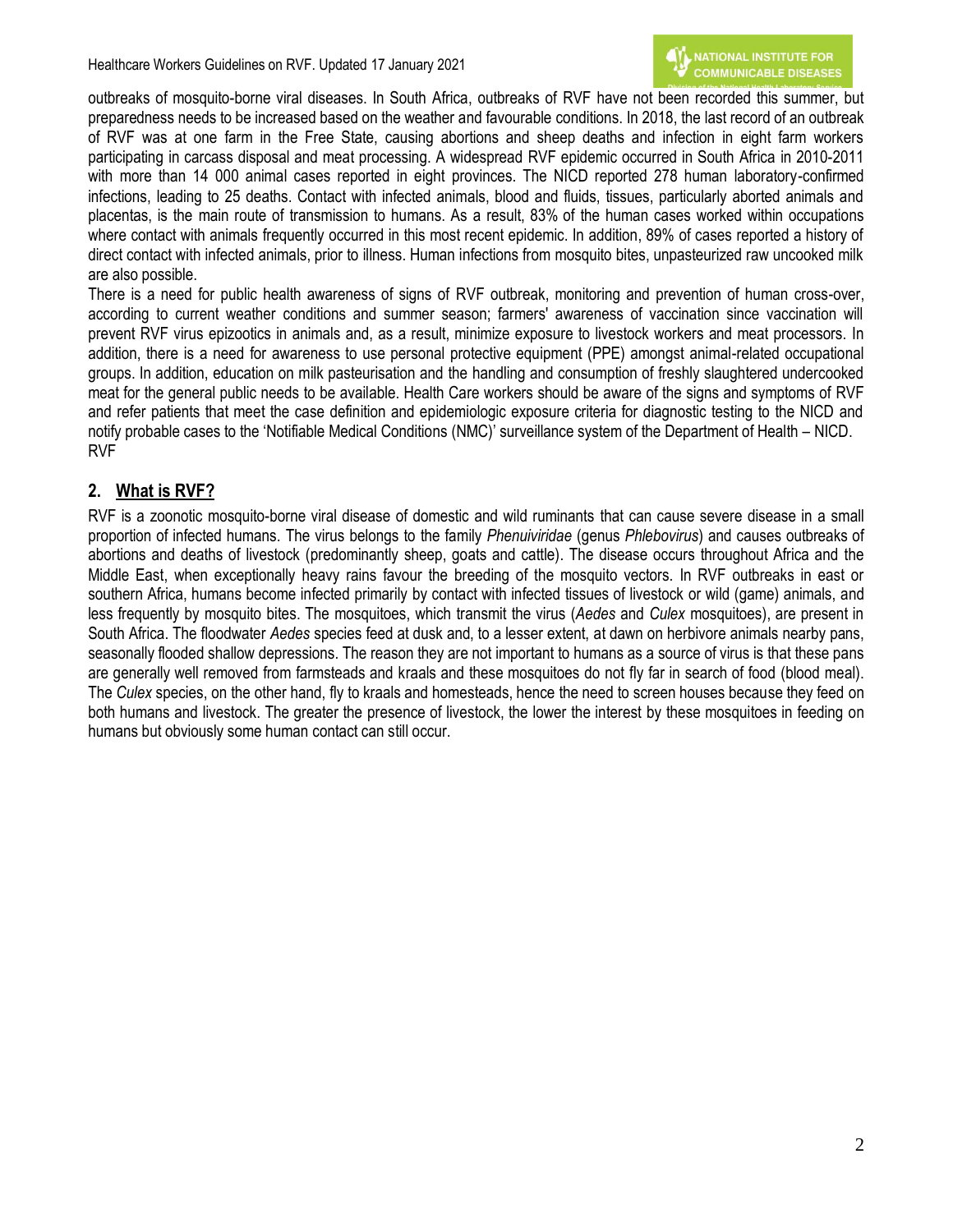outbreaks of mosquito-borne viral diseases. In South Africa, outbreaks of RVF have not been recorded this summer, but preparedness needs to be increased based on the weather and favourable conditions. In 2018, the last record of an outbreak of RVF was at one farm in the Free State, causing abortions and sheep deaths and infection in eight farm workers participating in carcass disposal and meat processing. A widespread RVF epidemic occurred in South Africa in 2010-2011 with more than 14 000 animal cases reported in eight provinces. The NICD reported 278 human laboratory-confirmed infections, leading to 25 deaths. Contact with infected animals, blood and fluids, tissues, particularly aborted animals and placentas, is the main route of transmission to humans. As a result, 83% of the human cases worked within occupations where contact with animals frequently occurred in this most recent epidemic. In addition, 89% of cases reported a history of direct contact with infected animals, prior to illness. Human infections from mosquito bites, unpasteurized raw uncooked milk are also possible.

There is a need for public health awareness of signs of RVF outbreak, monitoring and prevention of human cross-over, according to current weather conditions and summer season; farmers' awareness of vaccination since vaccination will prevent RVF virus epizootics in animals and, as a result, minimize exposure to livestock workers and meat processors. In addition, there is a need for awareness to use personal protective equipment (PPE) amongst animal-related occupational groups. In addition, education on milk pasteurisation and the handling and consumption of freshly slaughtered undercooked meat for the general public needs to be available. Health Care workers should be aware of the signs and symptoms of RVF and refer patients that meet the case definition and epidemiologic exposure criteria for diagnostic testing to the NICD and notify probable cases to the 'Notifiable Medical Conditions (NMC)' surveillance system of the Department of Health – NICD. RVF

## 2. What is RVF?

RVF is a zoonotic mosquito-borne viral disease of domestic and wild ruminants that can cause severe disease in a small proportion of infected humans. The virus belongs to the family *Phenuiviridae* (genus *Phlebovirus*) and causes outbreaks of abortions and deaths of livestock (predominantly sheep, goats and cattle). The disease occurs throughout Africa and the Middle East, when exceptionally heavy rains favour the breeding of the mosquito vectors. In RVF outbreaks in east or southern Africa, humans become infected primarily by contact with infected tissues of livestock or wild (game) animals, and less frequently by mosquito bites. The mosquitoes, which transmit the virus (*Aedes* and *Culex* mosquitoes), are present in South Africa. The floodwater *Aedes* species feed at dusk and, to a lesser extent, at dawn on herbivore animals nearby pans, seasonally flooded shallow depressions. The reason they are not important to humans as a source of virus is that these pans are generally well removed from farmsteads and kraals and these mosquitoes do not fly far in search of food (blood meal). The *Culex* species, on the other hand, fly to kraals and homesteads, hence the need to screen houses because they feed on both humans and livestock. The greater the presence of livestock, the lower the interest by these mosquitoes in feeding on humans but obviously some human contact can still occur.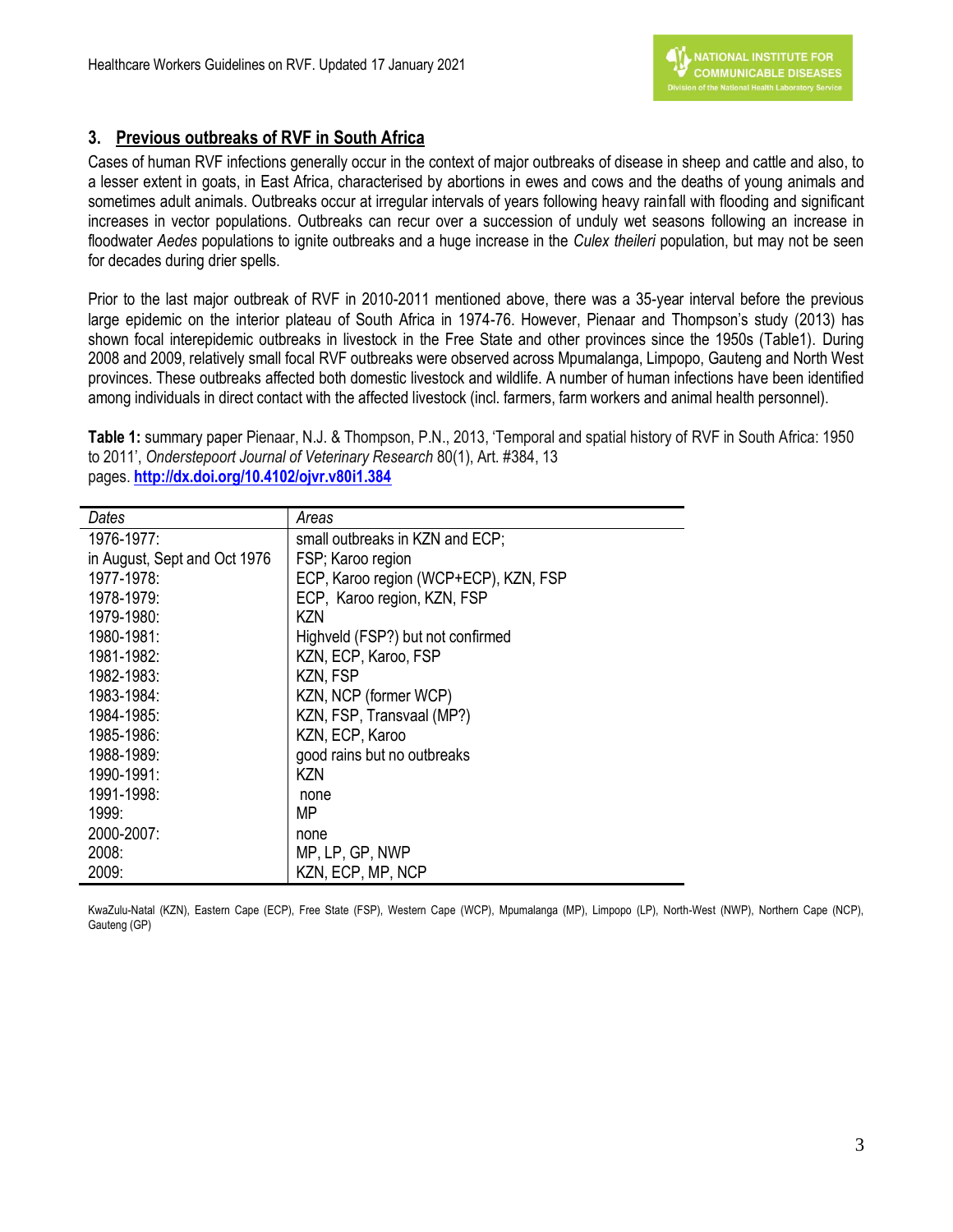## 3. Previous outbreaks of RVF in South Africa

Cases of human RVF infections generally occur in the context of major outbreaks of disease in sheep and cattle and also, to a lesser extent in goats, in East Africa, characterised by abortions in ewes and cows and the deaths of young animals and sometimes adult animals. Outbreaks occur at irregular intervals of years following heavy rainfall with flooding and significant increases in vector populations. Outbreaks can recur over a succession of unduly wet seasons following an increase in floodwater *Aedes* populations to ignite outbreaks and a huge increase in the *Culex theileri* population, but may not be seen for decades during drier spells.

Prior to the last major outbreak of RVF in 2010-2011 mentioned above, there was a 35-year interval before the previous large epidemic on the interior plateau of South Africa in 1974-76. However, Pienaar and Thompson's study (2013) has shown focal interepidemic outbreaks in livestock in the Free State and other provinces since the 1950s (Table1). During 2008 and 2009, relatively small focal RVF outbreaks were observed across Mpumalanga, Limpopo, Gauteng and North West provinces. These outbreaks affected both domestic livestock and wildlife. A number of human infections have been identified among individuals in direct contact with the affected livestock (incl. farmers, farm workers and animal health personnel).

**Table 1:** summary paper Pienaar, N.J. & Thompson, P.N., 2013, 'Temporal and spatial history of RVF in South Africa: 1950 to 2011', *Onderstepoort Journal of Veterinary Research* 80(1), Art. #384, 13 pages. **http://dx.doi.org/10.4102/ojvr.v80i1.384**

| *Dates* | *Areas* |
|---|---|
| 1976-1977: | small outbreaks in KZN and ECP; |
| in August, Sept and Oct 1976 | FSP; Karoo region |
| 1977-1978: | ECP, Karoo region (WCP+ECP), KZN, FSP |
| 1978-1979: | ECP, Karoo region, KZN, FSP |
| 1979-1980: | KZN |
| 1980-1981: | Highveld (FSP?) but not confirmed |
| 1981-1982: | KZN, ECP, Karoo, FSP |
| 1982-1983: | KZN, FSP |
| 1983-1984: | KZN, NCP (former WCP) |
| 1984-1985: | KZN, FSP, Transvaal (MP?) |
| 1985-1986: | KZN, ECP, Karoo |
| 1988-1989: | good rains but no outbreaks |
| 1990-1991: | KZN |
| 1991-1998: | none |
| 1999: | MP |
| 2000-2007: | none |
| 2008: | MP, LP, GP, NWP |
| 2009: | KZN, ECP, MP, NCP |

KwaZulu-Natal (KZN), Eastern Cape (ECP), Free State (FSP), Western Cape (WCP), Mpumalanga (MP), Limpopo (LP), North-West (NWP), Northern Cape (NCP), Gauteng (GP)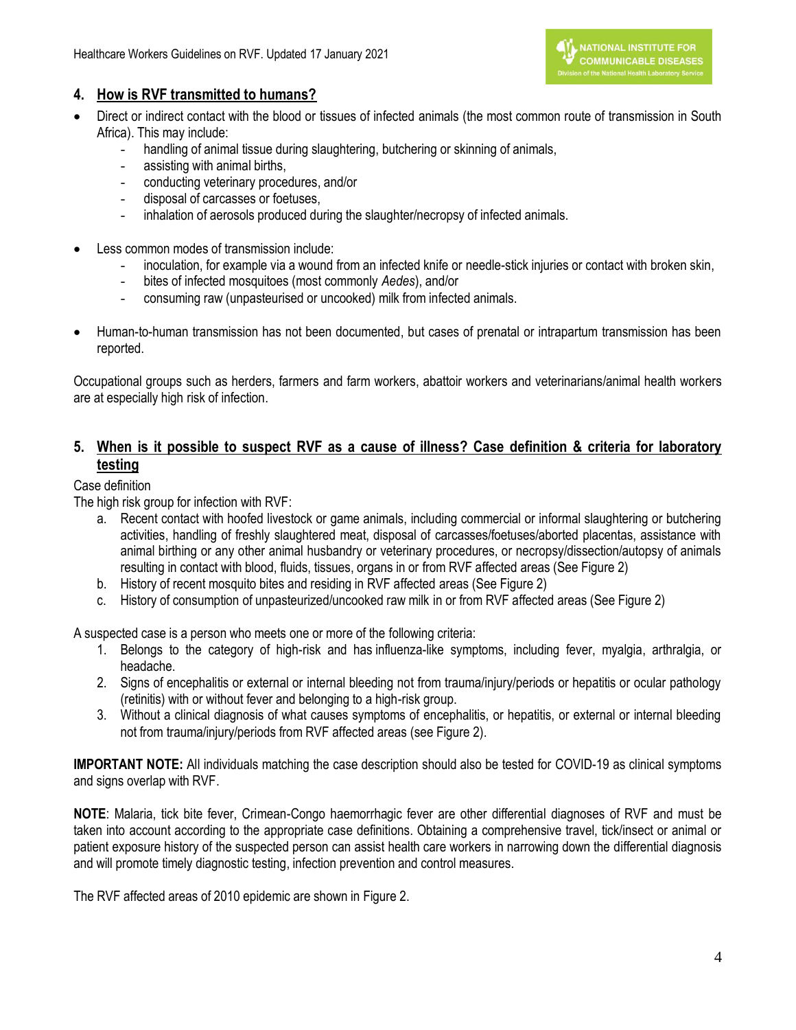## 4. How is RVF transmitted to humans?

- Direct or indirect contact with the blood or tissues of infected animals (the most common route of transmission in South Africa). This may include:
  - handling of animal tissue during slaughtering, butchering or skinning of animals,
  - assisting with animal births,
  - conducting veterinary procedures, and/or
  - disposal of carcasses or foetuses,
  - inhalation of aerosols produced during the slaughter/necropsy of infected animals.

- Less common modes of transmission include:
  - inoculation, for example via a wound from an infected knife or needle-stick injuries or contact with broken skin,
  - bites of infected mosquitoes (most commonly *Aedes*), and/or
  - consuming raw (unpasteurised or uncooked) milk from infected animals.

- Human-to-human transmission has not been documented, but cases of prenatal or intrapartum transmission has been reported.

Occupational groups such as herders, farmers and farm workers, abattoir workers and veterinarians/animal health workers are at especially high risk of infection.

## 5. When is it possible to suspect RVF as a cause of illness? Case definition & criteria for laboratory testing

Case definition

The high risk group for infection with RVF:

a. Recent contact with hoofed livestock or game animals, including commercial or informal slaughtering or butchering activities, handling of freshly slaughtered meat, disposal of carcasses/foetuses/aborted placentas, assistance with animal birthing or any other animal husbandry or veterinary procedures, or necropsy/dissection/autopsy of animals resulting in contact with blood, fluids, tissues, organs in or from RVF affected areas (See Figure 2)
b. History of recent mosquito bites and residing in RVF affected areas (See Figure 2)
c. History of consumption of unpasteurized/uncooked raw milk in or from RVF affected areas (See Figure 2)

A suspected case is a person who meets one or more of the following criteria:

1. Belongs to the category of high-risk and has influenza-like symptoms, including fever, myalgia, arthralgia, or headache.
2. Signs of encephalitis or external or internal bleeding not from trauma/injury/periods or hepatitis or ocular pathology (retinitis) with or without fever and belonging to a high-risk group.
3. Without a clinical diagnosis of what causes symptoms of encephalitis, or hepatitis, or external or internal bleeding not from trauma/injury/periods from RVF affected areas (see Figure 2).

**IMPORTANT NOTE:** All individuals matching the case description should also be tested for COVID-19 as clinical symptoms and signs overlap with RVF.

**NOTE**: Malaria, tick bite fever, Crimean-Congo haemorrhagic fever are other differential diagnoses of RVF and must be taken into account according to the appropriate case definitions. Obtaining a comprehensive travel, tick/insect or animal or patient exposure history of the suspected person can assist health care workers in narrowing down the differential diagnosis and will promote timely diagnostic testing, infection prevention and control measures.

The RVF affected areas of 2010 epidemic are shown in Figure 2.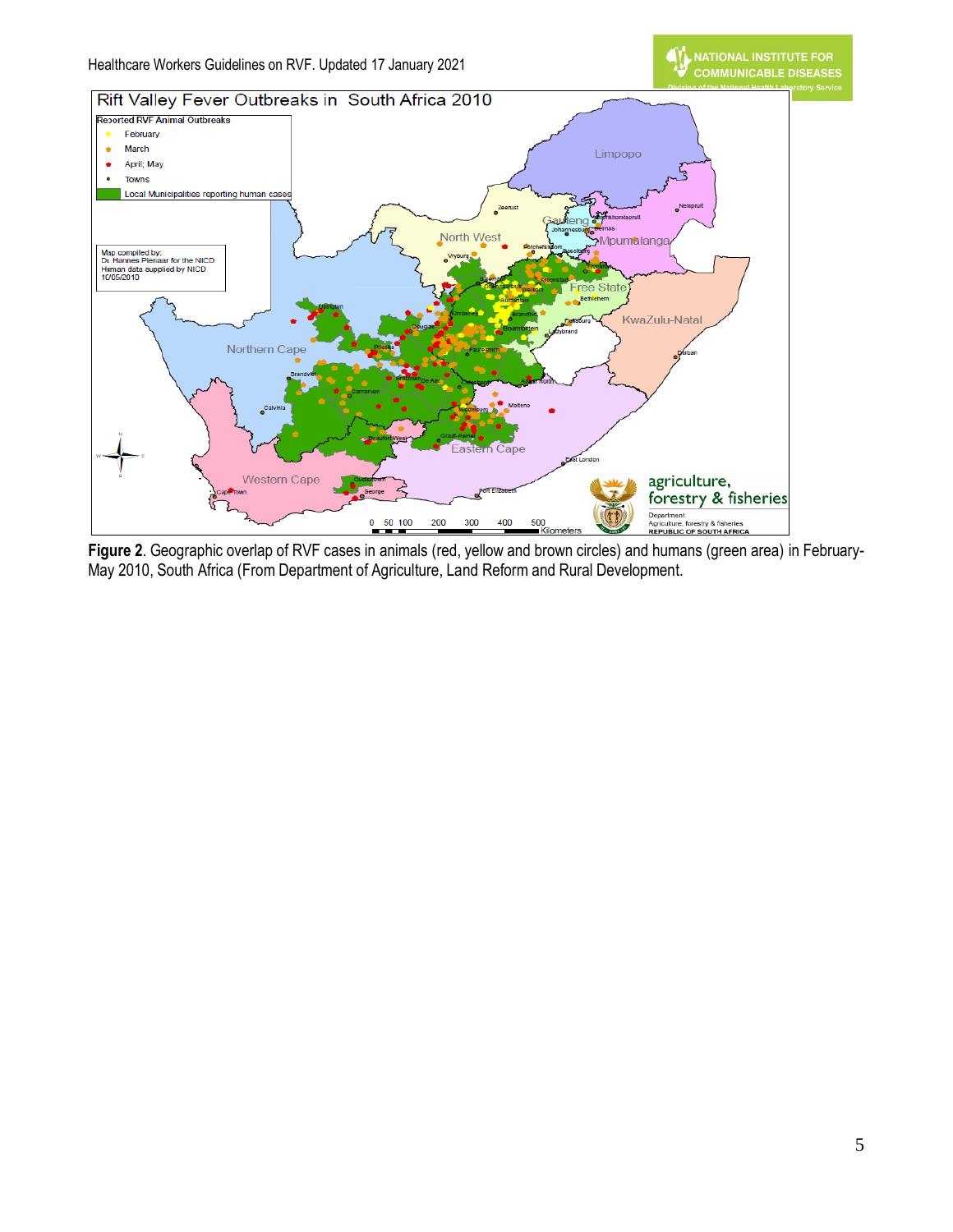**Figure 2**. Geographic overlap of RVF cases in animals (red, yellow and brown circles) and humans (green area) in February-May 2010, South Africa (From Department of Agriculture, Land Reform and Rural Development.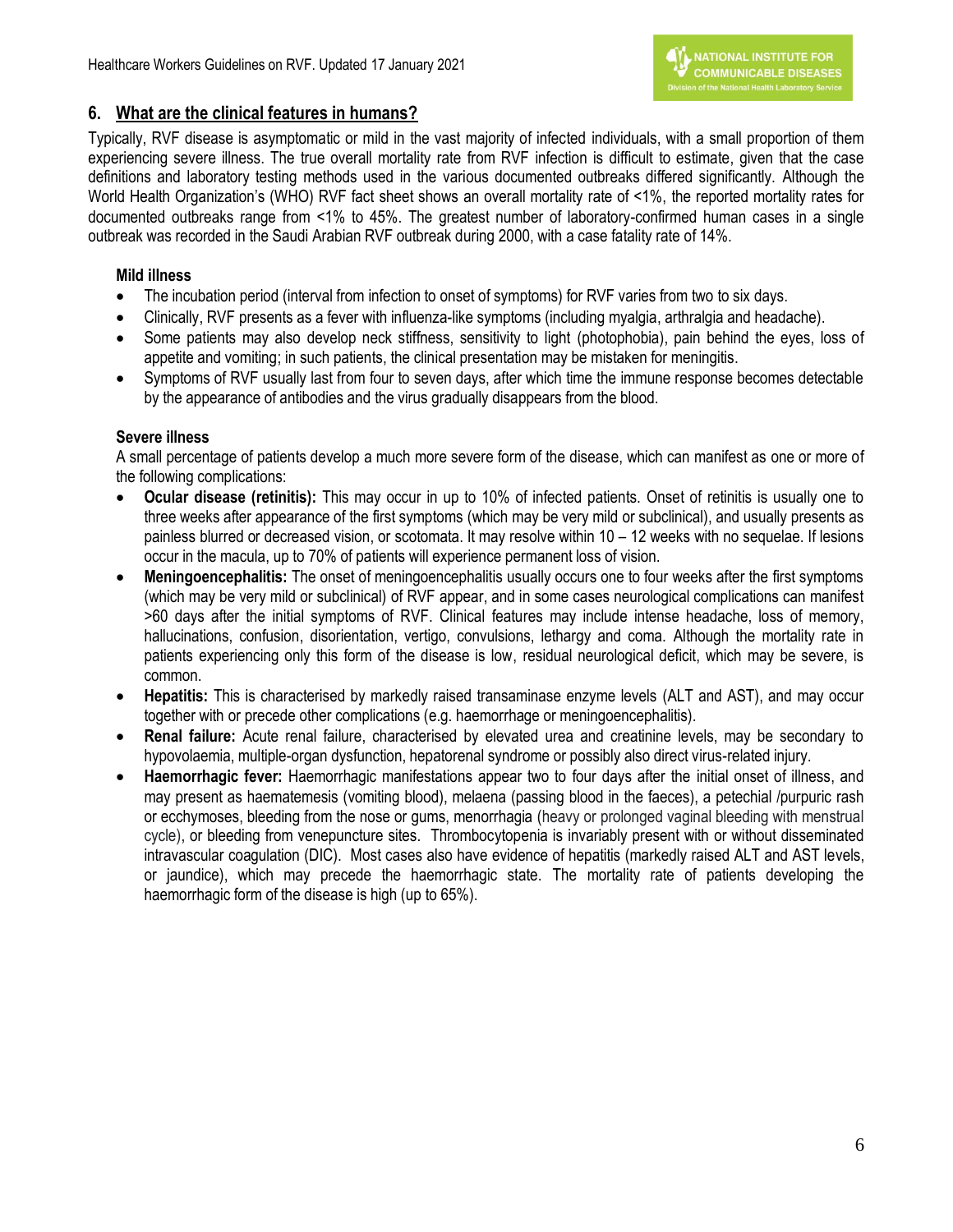## 6. What are the clinical features in humans?

Typically, RVF disease is asymptomatic or mild in the vast majority of infected individuals, with a small proportion of them experiencing severe illness. The true overall mortality rate from RVF infection is difficult to estimate, given that the case definitions and laboratory testing methods used in the various documented outbreaks differed significantly. Although the World Health Organization's (WHO) RVF fact sheet shows an overall mortality rate of <1%, the reported mortality rates for documented outbreaks range from <1% to 45%. The greatest number of laboratory-confirmed human cases in a single outbreak was recorded in the Saudi Arabian RVF outbreak during 2000, with a case fatality rate of 14%.

### Mild illness

- The incubation period (interval from infection to onset of symptoms) for RVF varies from two to six days.
- Clinically, RVF presents as a fever with influenza-like symptoms (including myalgia, arthralgia and headache).
- Some patients may also develop neck stiffness, sensitivity to light (photophobia), pain behind the eyes, loss of appetite and vomiting; in such patients, the clinical presentation may be mistaken for meningitis.
- Symptoms of RVF usually last from four to seven days, after which time the immune response becomes detectable by the appearance of antibodies and the virus gradually disappears from the blood.

### Severe illness

A small percentage of patients develop a much more severe form of the disease, which can manifest as one or more of the following complications:

- **Ocular disease (retinitis):** This may occur in up to 10% of infected patients. Onset of retinitis is usually one to three weeks after appearance of the first symptoms (which may be very mild or subclinical), and usually presents as painless blurred or decreased vision, or scotomata. It may resolve within 10 – 12 weeks with no sequelae. If lesions occur in the macula, up to 70% of patients will experience permanent loss of vision.
- **Meningoencephalitis:** The onset of meningoencephalitis usually occurs one to four weeks after the first symptoms (which may be very mild or subclinical) of RVF appear, and in some cases neurological complications can manifest >60 days after the initial symptoms of RVF. Clinical features may include intense headache, loss of memory, hallucinations, confusion, disorientation, vertigo, convulsions, lethargy and coma. Although the mortality rate in patients experiencing only this form of the disease is low, residual neurological deficit, which may be severe, is common.
- **Hepatitis:** This is characterised by markedly raised transaminase enzyme levels (ALT and AST), and may occur together with or precede other complications (e.g. haemorrhage or meningoencephalitis).
- **Renal failure:** Acute renal failure, characterised by elevated urea and creatinine levels, may be secondary to hypovolaemia, multiple-organ dysfunction, hepatorenal syndrome or possibly also direct virus-related injury.
- **Haemorrhagic fever:** Haemorrhagic manifestations appear two to four days after the initial onset of illness, and may present as haematemesis (vomiting blood), melaena (passing blood in the faeces), a petechial /purpuric rash or ecchymoses, bleeding from the nose or gums, menorrhagia (heavy or prolonged vaginal bleeding with menstrual cycle), or bleeding from venepuncture sites. Thrombocytopenia is invariably present with or without disseminated intravascular coagulation (DIC). Most cases also have evidence of hepatitis (markedly raised ALT and AST levels, or jaundice), which may precede the haemorrhagic state. The mortality rate of patients developing the haemorrhagic form of the disease is high (up to 65%).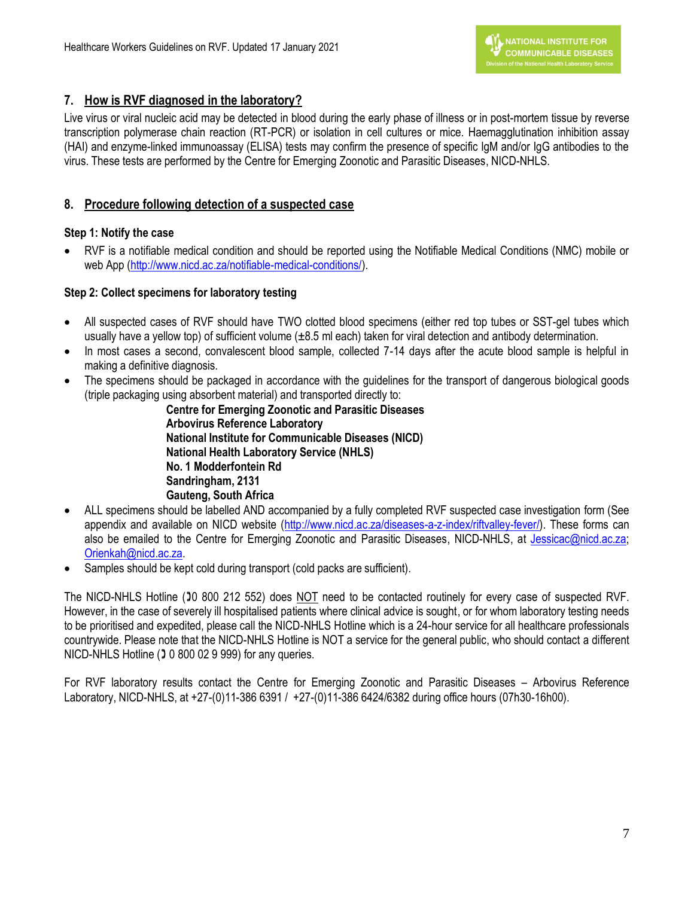## 7. How is RVF diagnosed in the laboratory?

Live virus or viral nucleic acid may be detected in blood during the early phase of illness or in post-mortem tissue by reverse transcription polymerase chain reaction (RT-PCR) or isolation in cell cultures or mice. Haemagglutination inhibition assay (HAI) and enzyme-linked immunoassay (ELISA) tests may confirm the presence of specific IgM and/or IgG antibodies to the virus. These tests are performed by the Centre for Emerging Zoonotic and Parasitic Diseases, NICD-NHLS.

## 8. Procedure following detection of a suspected case

**Step 1: Notify the case**

- RVF is a notifiable medical condition and should be reported using the Notifiable Medical Conditions (NMC) mobile or web App (http://www.nicd.ac.za/notifiable-medical-conditions/).

**Step 2: Collect specimens for laboratory testing**

- All suspected cases of RVF should have TWO clotted blood specimens (either red top tubes or SST-gel tubes which usually have a yellow top) of sufficient volume (±8.5 ml each) taken for viral detection and antibody determination.
- In most cases a second, convalescent blood sample, collected 7-14 days after the acute blood sample is helpful in making a definitive diagnosis.
- The specimens should be packaged in accordance with the guidelines for the transport of dangerous biological goods (triple packaging using absorbent material) and transported directly to:

  **Centre for Emerging Zoonotic and Parasitic Diseases**
  **Arbovirus Reference Laboratory**
  **National Institute for Communicable Diseases (NICD)**
  **National Health Laboratory Service (NHLS)**
  **No. 1 Modderfontein Rd**
  **Sandringham, 2131**
  **Gauteng, South Africa**
- ALL specimens should be labelled AND accompanied by a fully completed RVF suspected case investigation form (See appendix and available on NICD website (http://www.nicd.ac.za/diseases-a-z-index/riftvalley-fever/). These forms can also be emailed to the Centre for Emerging Zoonotic and Parasitic Diseases, NICD-NHLS, at Jessicac@nicd.ac.za; Orienkah@nicd.ac.za.
- Samples should be kept cold during transport (cold packs are sufficient).

The NICD-NHLS Hotline (☎0 800 212 552) does NOT need to be contacted routinely for every case of suspected RVF. However, in the case of severely ill hospitalised patients where clinical advice is sought, or for whom laboratory testing needs to be prioritised and expedited, please call the NICD-NHLS Hotline which is a 24-hour service for all healthcare professionals countrywide. Please note that the NICD-NHLS Hotline is NOT a service for the general public, who should contact a different NICD-NHLS Hotline (☎ 0 800 02 9 999) for any queries.

For RVF laboratory results contact the Centre for Emerging Zoonotic and Parasitic Diseases – Arbovirus Reference Laboratory, NICD-NHLS, at +27-(0)11-386 6391 / +27-(0)11-386 6424/6382 during office hours (07h30-16h00).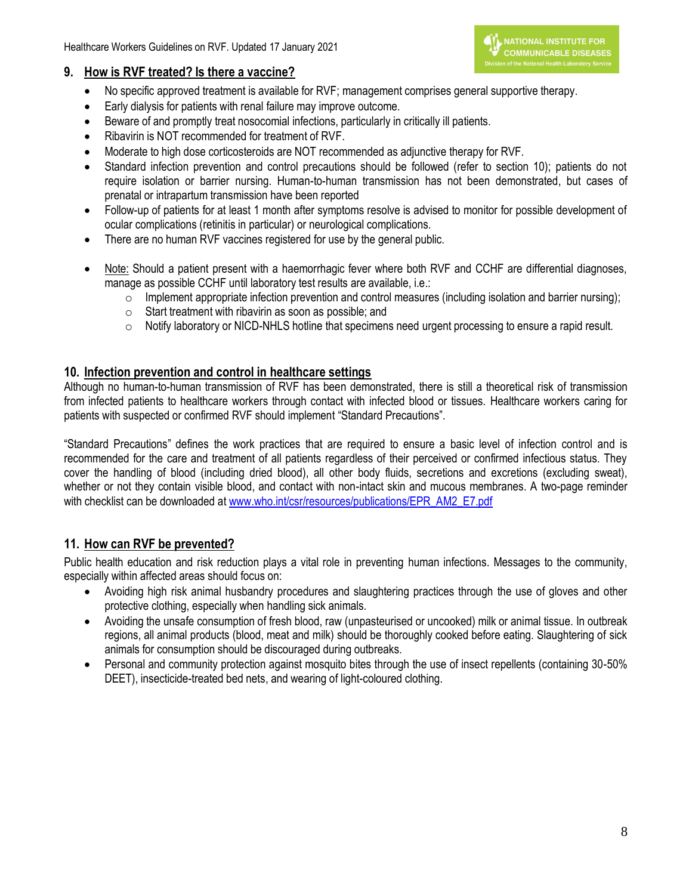## 9. How is RVF treated? Is there a vaccine?

- No specific approved treatment is available for RVF; management comprises general supportive therapy.
- Early dialysis for patients with renal failure may improve outcome.
- Beware of and promptly treat nosocomial infections, particularly in critically ill patients.
- Ribavirin is NOT recommended for treatment of RVF.
- Moderate to high dose corticosteroids are NOT recommended as adjunctive therapy for RVF.
- Standard infection prevention and control precautions should be followed (refer to section 10); patients do not require isolation or barrier nursing. Human-to-human transmission has not been demonstrated, but cases of prenatal or intrapartum transmission have been reported
- Follow-up of patients for at least 1 month after symptoms resolve is advised to monitor for possible development of ocular complications (retinitis in particular) or neurological complications.
- There are no human RVF vaccines registered for use by the general public.

- Note: Should a patient present with a haemorrhagic fever where both RVF and CCHF are differential diagnoses, manage as possible CCHF until laboratory test results are available, i.e.:
    - Implement appropriate infection prevention and control measures (including isolation and barrier nursing);
    - Start treatment with ribavirin as soon as possible; and
    - Notify laboratory or NICD-NHLS hotline that specimens need urgent processing to ensure a rapid result.

## 10. Infection prevention and control in healthcare settings

Although no human-to-human transmission of RVF has been demonstrated, there is still a theoretical risk of transmission from infected patients to healthcare workers through contact with infected blood or tissues. Healthcare workers caring for patients with suspected or confirmed RVF should implement "Standard Precautions".

"Standard Precautions" defines the work practices that are required to ensure a basic level of infection control and is recommended for the care and treatment of all patients regardless of their perceived or confirmed infectious status. They cover the handling of blood (including dried blood), all other body fluids, secretions and excretions (excluding sweat), whether or not they contain visible blood, and contact with non-intact skin and mucous membranes. A two-page reminder with checklist can be downloaded at www.who.int/csr/resources/publications/EPR_AM2_E7.pdf

## 11. How can RVF be prevented?

Public health education and risk reduction plays a vital role in preventing human infections. Messages to the community, especially within affected areas should focus on:

- Avoiding high risk animal husbandry procedures and slaughtering practices through the use of gloves and other protective clothing, especially when handling sick animals.
- Avoiding the unsafe consumption of fresh blood, raw (unpasteurised or uncooked) milk or animal tissue. In outbreak regions, all animal products (blood, meat and milk) should be thoroughly cooked before eating. Slaughtering of sick animals for consumption should be discouraged during outbreaks.
- Personal and community protection against mosquito bites through the use of insect repellents (containing 30-50% DEET), insecticide-treated bed nets, and wearing of light-coloured clothing.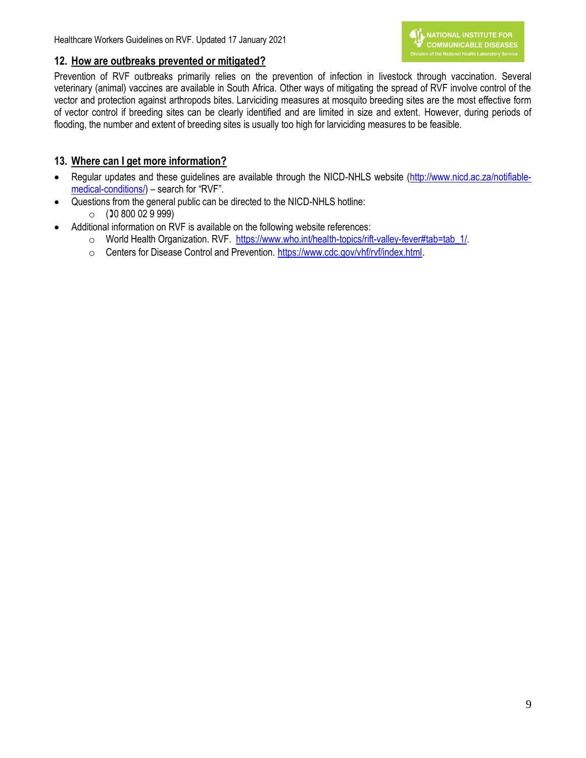## 12. How are outbreaks prevented or mitigated?

Prevention of RVF outbreaks primarily relies on the prevention of infection in livestock through vaccination. Several veterinary (animal) vaccines are available in South Africa. Other ways of mitigating the spread of RVF involve control of the vector and protection against arthropods bites. Larviciding measures at mosquito breeding sites are the most effective form of vector control if breeding sites can be clearly identified and are limited in size and extent. However, during periods of flooding, the number and extent of breeding sites is usually too high for larviciding measures to be feasible.

## 13. Where can I get more information?

- Regular updates and these guidelines are available through the NICD-NHLS website (http://www.nicd.ac.za/notifiable-medical-conditions/) – search for "RVF".
- Questions from the general public can be directed to the NICD-NHLS hotline:
  - (☎0 800 02 9 999)
- Additional information on RVF is available on the following website references:
  - World Health Organization. RVF. https://www.who.int/health-topics/rift-valley-fever#tab=tab_1/.
  - Centers for Disease Control and Prevention. https://www.cdc.gov/vhf/rvf/index.html.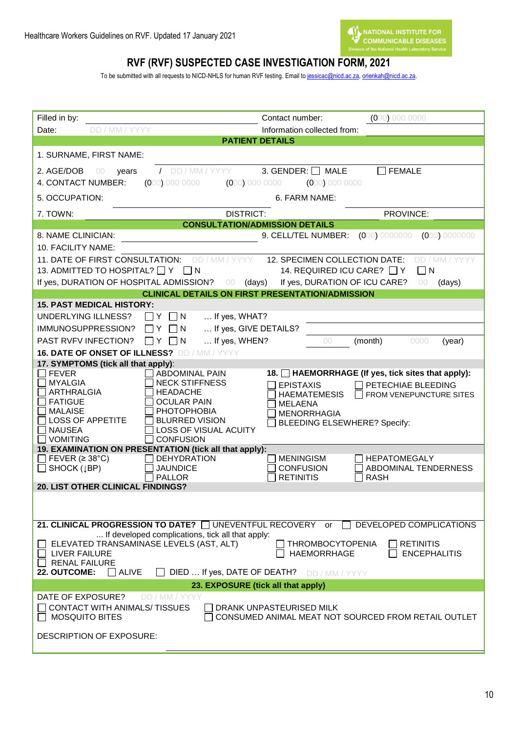# RVF (RVF) SUSPECTED CASE INVESTIGATION FORM, 2021

To be submitted with all requests to NICD-NHLS for human RVF testing. Email to jessicac@nicd.ac.za, orienkah@nicd.ac.za.

| | | | |
|---|---|---|---|
| Filled in by: | | Contact number: | (000) 000 0000 |
| Date: | DD / MM / YYYY | Information collected from: | |

**PATIENT DETAILS**

1. SURNAME, FIRST NAME:

2. AGE/DOB 00 years / DD / MM / YYYY    3. GENDER: ☐ MALE ☐ FEMALE

4. CONTACT NUMBER: (000) 000 0000 (000) 000 0000 (000) 000 0000

5. OCCUPATION:    6. FARM NAME:

7. TOWN:    DISTRICT:    PROVINCE:

**CONSULTATION/ADMISSION DETAILS**

8. NAME CLINICIAN:    9. CELL/TEL NUMBER: (000) 0000000 (000) 0000000

10. FACILITY NAME:

11. DATE OF FIRST CONSULTATION: DD / MM / YYYY    12. SPECIMEN COLLECTION DATE: DD / MM / YYYY

13. ADMITTED TO HOSPITAL? ☐ Y ☐ N    14. REQUIRED ICU CARE? ☐ Y ☐ N

If yes, DURATION OF HOSPITAL ADMISSION? 00 (days)    If yes, DURATION OF ICU CARE? 00 (days)

**CLINICAL DETAILS ON FIRST PRESENTATION/ADMISSION**

**15. PAST MEDICAL HISTORY:**

UNDERLYING ILLNESS? ☐ Y ☐ N … If yes, WHAT?

IMMUNOSUPPRESSION? ☐ Y ☐ N … If yes, GIVE DETAILS?

PAST RVFV INFECTION? ☐ Y ☐ N … If yes, WHEN? 00 (month) 0000 (year)

**16. DATE OF ONSET OF ILLNESS?** DD / MM / YYYY

**17. SYMPTOMS (tick all that apply):**

- ☐ FEVER
- ☐ MYALGIA
- ☐ ARTHRALGIA
- ☐ FATIGUE
- ☐ MALAISE
- ☐ LOSS OF APPETITE
- ☐ NAUSEA
- ☐ VOMITING
- ☐ ABDOMINAL PAIN
- ☐ NECK STIFFNESS
- ☐ HEADACHE
- ☐ OCULAR PAIN
- ☐ PHOTOPHOBIA
- ☐ BLURRED VISION
- ☐ LOSS OF VISUAL ACUITY
- ☐ CONFUSION

**18. ☐ HAEMORRHAGE (If yes, tick sites that apply):**

- ☐ EPISTAXIS
- ☐ HAEMATEMESIS
- ☐ MELAENA
- ☐ MENORRHAGIA
- ☐ BLEEDING ELSEWHERE? Specify:
- ☐ PETECHIAE BLEEDING
- ☐ FROM VENEPUNCTURE SITES

**19. EXAMINATION ON PRESENTATION (tick all that apply):**

- ☐ FEVER (≥ 38°C)
- ☐ SHOCK (↓BP)
- ☐ DEHYDRATION
- ☐ JAUNDICE
- ☐ PALLOR
- ☐ MENINGISM
- ☐ CONFUSION
- ☐ RETINITIS
- ☐ HEPATOMEGALY
- ☐ ABDOMINAL TENDERNESS
- ☐ RASH

**20. LIST OTHER CLINICAL FINDINGS?**

**21. CLINICAL PROGRESSION TO DATE?** ☐ UNEVENTFUL RECOVERY or ☐ DEVELOPED COMPLICATIONS

... If developed complications, tick all that apply:

- ☐ ELEVATED TRANSAMINASE LEVELS (AST, ALT)
- ☐ LIVER FAILURE
- ☐ RENAL FAILURE
- ☐ THROMBOCYTOPENIA
- ☐ HAEMORRHAGE
- ☐ RETINITIS
- ☐ ENCEPHALITIS

**22. OUTCOME:** ☐ ALIVE ☐ DIED … If yes, DATE OF DEATH? DD / MM / YYYY

**23. EXPOSURE (tick all that apply)**

DATE OF EXPOSURE? DD / MM / YYYY

- ☐ CONTACT WITH ANIMALS/ TISSUES
- ☐ MOSQUITO BITES
- ☐ DRANK UNPASTEURISED MILK
- ☐ CONSUMED ANIMAL MEAT NOT SOURCED FROM RETAIL OUTLET

DESCRIPTION OF EXPOSURE: